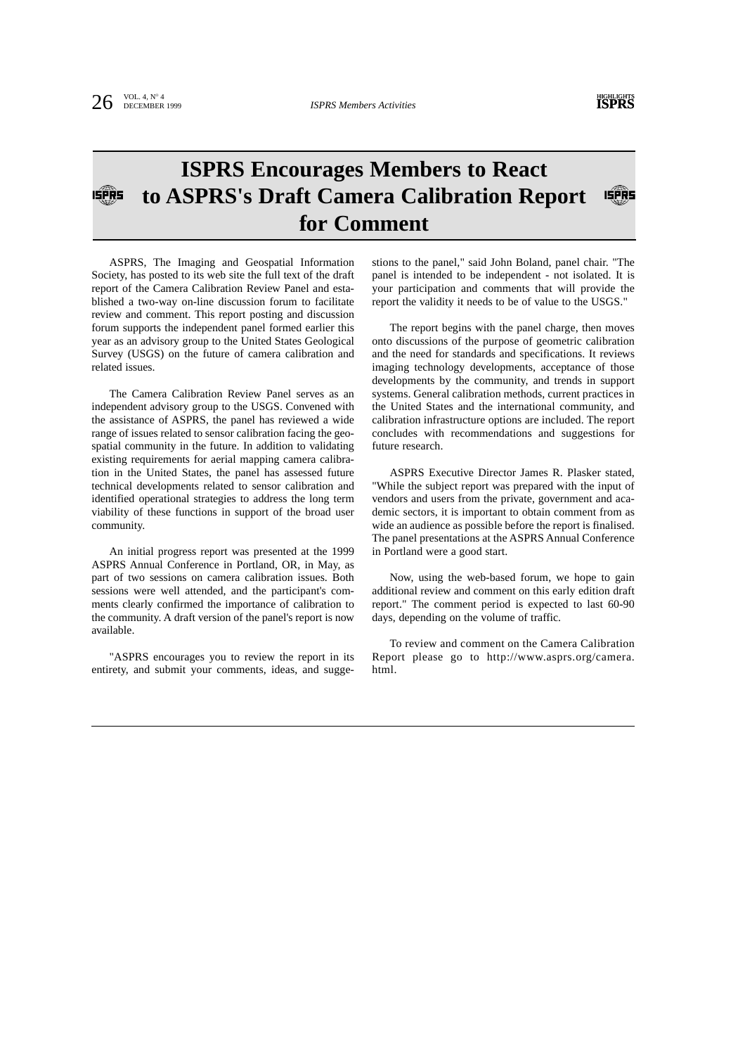# ISPRS Encourages Members to React to ASPRS's Draft Camera Calibration Report for Comment

ASPRS, The Imaging and Geospatial Information Society, has posted to its web site the full text of the draft report of the Camera Calibration Review Panel and established a two-way on-line discussion forum to facilitate review and comment. This report posting and discussion forum supports the independent panel formed earlier this year as an advisory group to the United States Geological Survey (USGS) on the future of camera calibration and related issues.

The Camera Calibration Review Panel serves as an independent advisory group to the USGS. Convened with the assistance of ASPRS, the panel has reviewed a wide range of issues related to sensor calibration facing the geospatial community in the future. In addition to validating existing requirements for aerial mapping camera calibration in the United States, the panel has assessed future technical developments related to sensor calibration and identified operational strategies to address the long term viability of these functions in support of the broad user community.

An initial progress report was presented at the 1999 ASPRS Annual Conference in Portland, OR, in May, as part of two sessions on camera calibration issues. Both sessions were well attended, and the participant's comments clearly confirmed the importance of calibration to the community. A draft version of the panel's report is now available.

"ASPRS encourages you to review the report in its entirety, and submit your comments, ideas, and suggestions to the panel," said John Boland, panel chair. "The panel is intended to be independent - not isolated. It is your participation and comments that will provide the report the validity it needs to be of value to the USGS."

The report begins with the panel charge, then moves onto discussions of the purpose of geometric calibration and the need for standards and specifications. It reviews imaging technology developments, acceptance of those developments by the community, and trends in support systems. General calibration methods, current practices in the United States and the international community, and calibration infrastructure options are included. The report concludes with recommendations and suggestions for future research.

ASPRS Executive Director James R. Plasker stated, "While the subject report was prepared with the input of vendors and users from the private, government and academic sectors, it is important to obtain comment from as wide an audience as possible before the report is finalised. The panel presentations at the ASPRS Annual Conference in Portland were a good start.

Now, using the web-based forum, we hope to gain additional review and comment on this early edition draft report." The comment period is expected to last 60-90 days, depending on the volume of traffic.

To review and comment on the Camera Calibration Report please go to http://www.asprs.org/camera.html.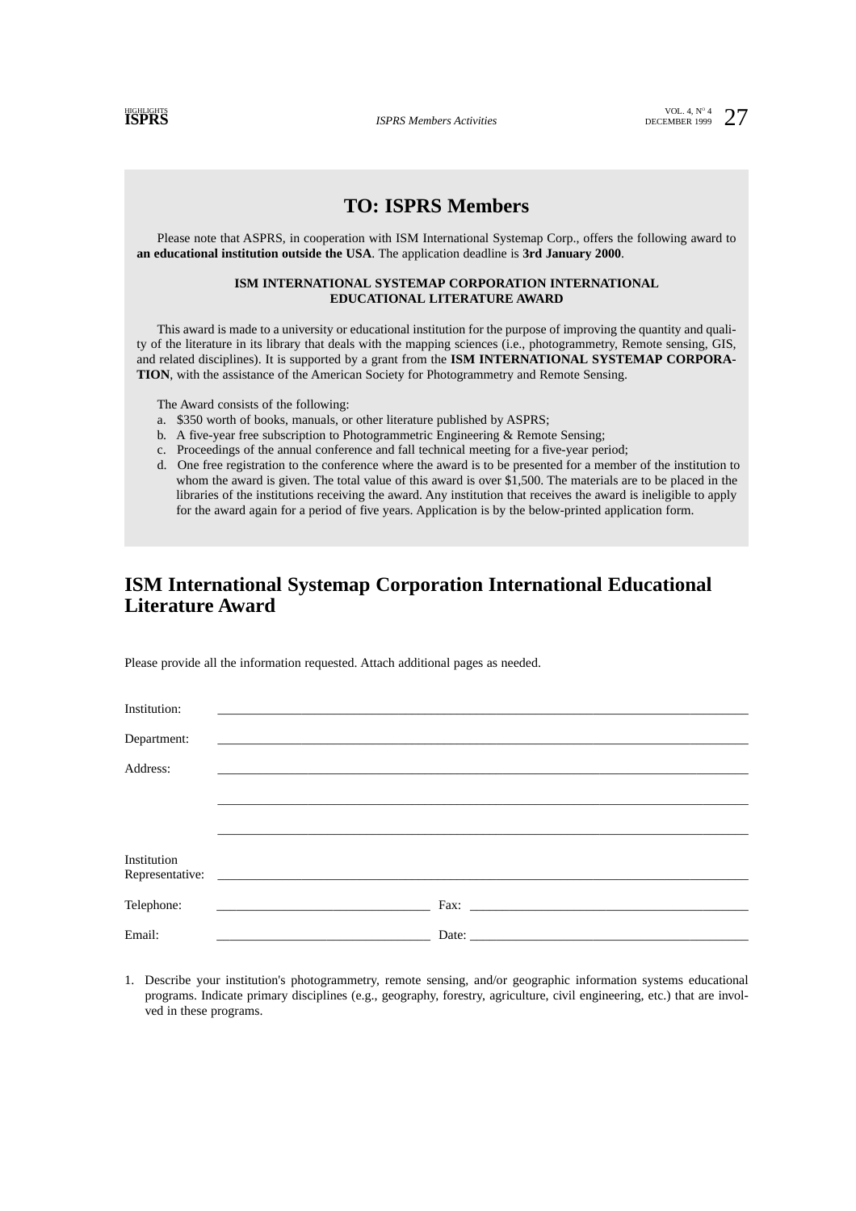## TO: ISPRS Members

Please note that ASPRS, in cooperation with ISM International Systemap Corp., offers the following award to **an educational institution outside the USA**. The application deadline is **3rd January 2000**.

**ISM INTERNATIONAL SYSTEMAP CORPORATION INTERNATIONAL EDUCATIONAL LITERATURE AWARD**

This award is made to a university or educational institution for the purpose of improving the quantity and quality of the literature in its library that deals with the mapping sciences (i.e., photogrammetry, Remote sensing, GIS, and related disciplines). It is supported by a grant from the **ISM INTERNATIONAL SYSTEMAP CORPORATION**, with the assistance of the American Society for Photogrammetry and Remote Sensing.

The Award consists of the following:

a. $350 worth of books, manuals, or other literature published by ASPRS;
b. A five-year free subscription to Photogrammetric Engineering & Remote Sensing;
c. Proceedings of the annual conference and fall technical meeting for a five-year period;
d. One free registration to the conference where the award is to be presented for a member of the institution to whom the award is given. The total value of this award is over $1,500. The materials are to be placed in the libraries of the institutions receiving the award. Any institution that receives the award is ineligible to apply for the award again for a period of five years. Application is by the below-printed application form.

## ISM International Systemap Corporation International Educational Literature Award

Please provide all the information requested. Attach additional pages as needed.

Institution: ______________________________________________

Department: ______________________________________________

Address: ______________________________________________

______________________________________________

______________________________________________

Institution Representative: ______________________________________________

Telephone: ______________________ Fax: ______________________

Email: ______________________ Date: ______________________

1. Describe your institution's photogrammetry, remote sensing, and/or geographic information systems educational programs. Indicate primary disciplines (e.g., geography, forestry, agriculture, civil engineering, etc.) that are involved in these programs.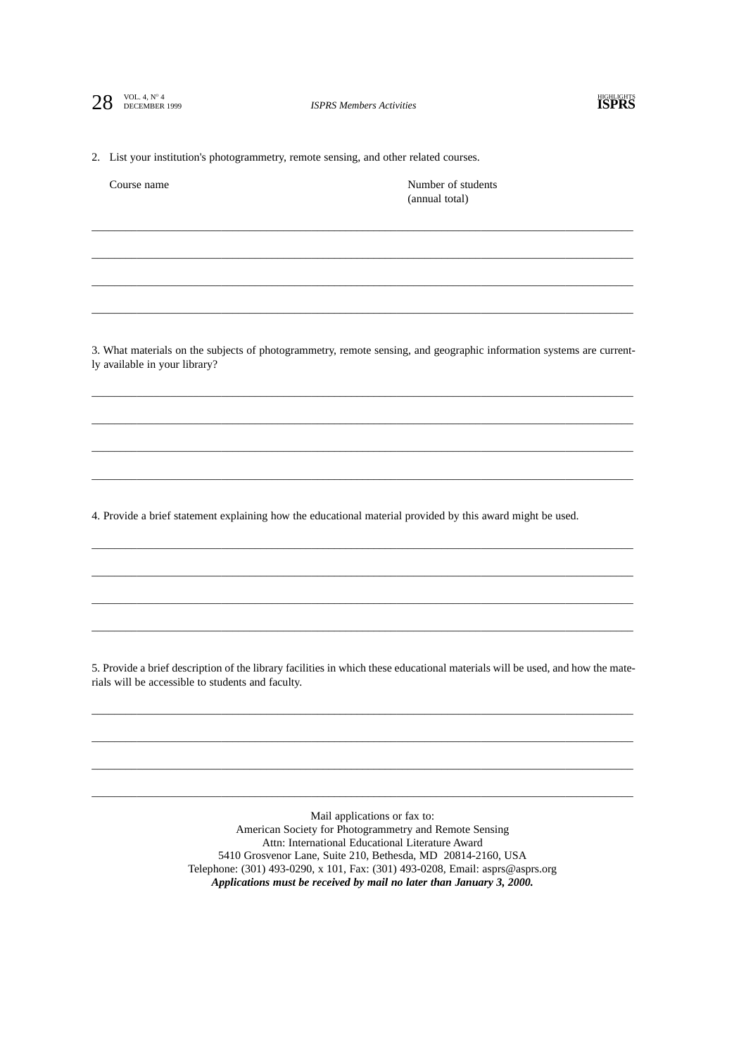2. List your institution's photogrammetry, remote sensing, and other related courses.

| Course name | Number of students (annual total) |
|---|---|
| | |
| | |
| | |
| | |

3. What materials on the subjects of photogrammetry, remote sensing, and geographic information systems are currently available in your library?

______________________________________________________________________________

______________________________________________________________________________

______________________________________________________________________________

______________________________________________________________________________

4. Provide a brief statement explaining how the educational material provided by this award might be used.

______________________________________________________________________________

______________________________________________________________________________

______________________________________________________________________________

______________________________________________________________________________

5. Provide a brief description of the library facilities in which these educational materials will be used, and how the materials will be accessible to students and faculty.

______________________________________________________________________________

______________________________________________________________________________

______________________________________________________________________________

______________________________________________________________________________

Mail applications or fax to:
American Society for Photogrammetry and Remote Sensing
Attn: International Educational Literature Award
5410 Grosvenor Lane, Suite 210, Bethesda, MD 20814-2160, USA
Telephone: (301) 493-0290, x 101, Fax: (301) 493-0208, Email: asprs@asprs.org
***Applications must be received by mail no later than January 3, 2000.***